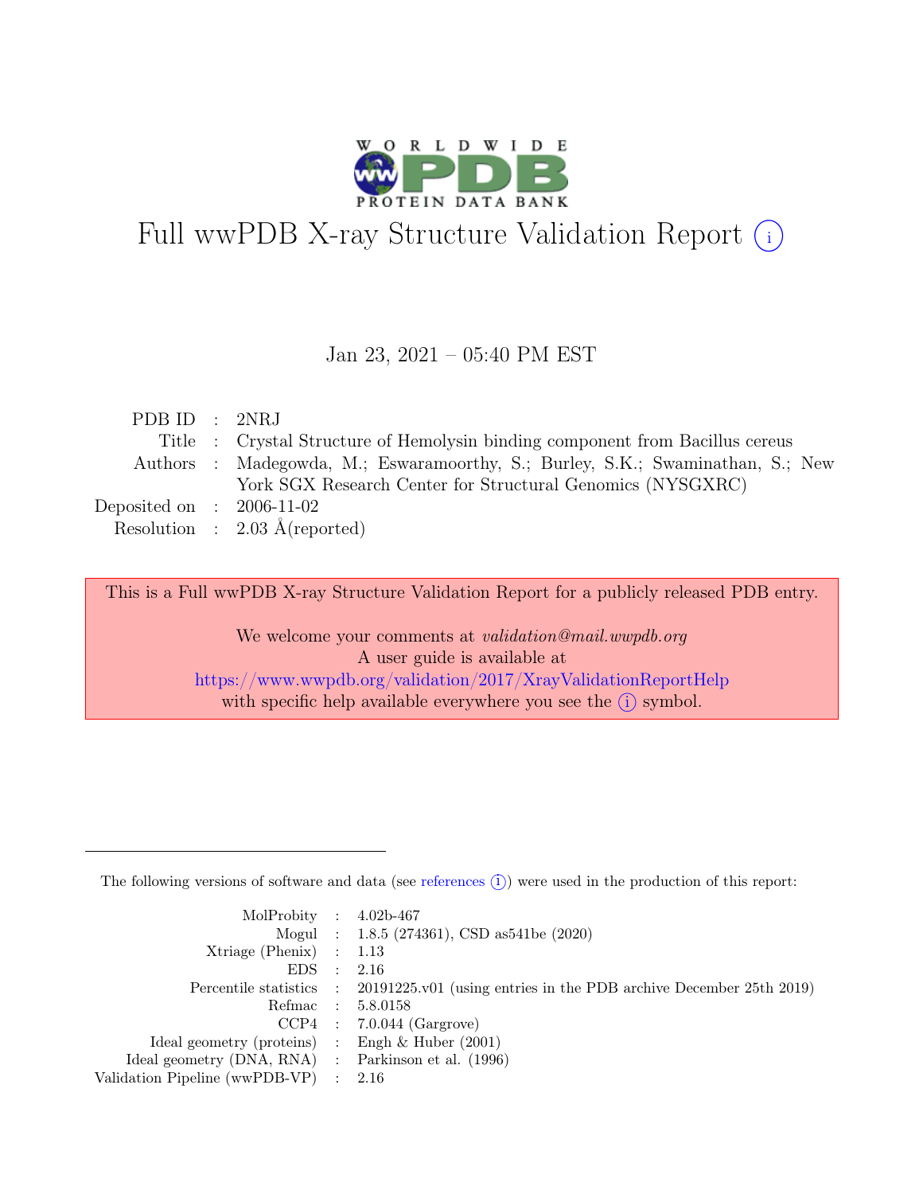# Full wwPDB X-ray Structure Validation Report (i)

Jan 23, 2021 – 05:40 PM EST

| | | |
|---|---|---|
| PDB ID | : | 2NRJ |
| Title | : | Crystal Structure of Hemolysin binding component from Bacillus cereus |
| Authors | : | Madegowda, M.; Eswaramoorthy, S.; Burley, S.K.; Swaminathan, S.; New York SGX Research Center for Structural Genomics (NYSGXRC) |
| Deposited on | : | 2006-11-02 |
| Resolution | : | 2.03 Å(reported) |

This is a Full wwPDB X-ray Structure Validation Report for a publicly released PDB entry.

We welcome your comments at *validation@mail.wwpdb.org*
A user guide is available at
https://www.wwpdb.org/validation/2017/XrayValidationReportHelp
with specific help available everywhere you see the (i) symbol.

---

The following versions of software and data (see references (i)) were used in the production of this report:

| | | |
|---|---|---|
| MolProbity | : | 4.02b-467 |
| Mogul | : | 1.8.5 (274361), CSD as541be (2020) |
| Xtriage (Phenix) | : | 1.13 |
| EDS | : | 2.16 |
| Percentile statistics | : | 20191225.v01 (using entries in the PDB archive December 25th 2019) |
| Refmac | : | 5.8.0158 |
| CCP4 | : | 7.0.044 (Gargrove) |
| Ideal geometry (proteins) | : | Engh & Huber (2001) |
| Ideal geometry (DNA, RNA) | : | Parkinson et al. (1996) |
| Validation Pipeline (wwPDB-VP) | : | 2.16 |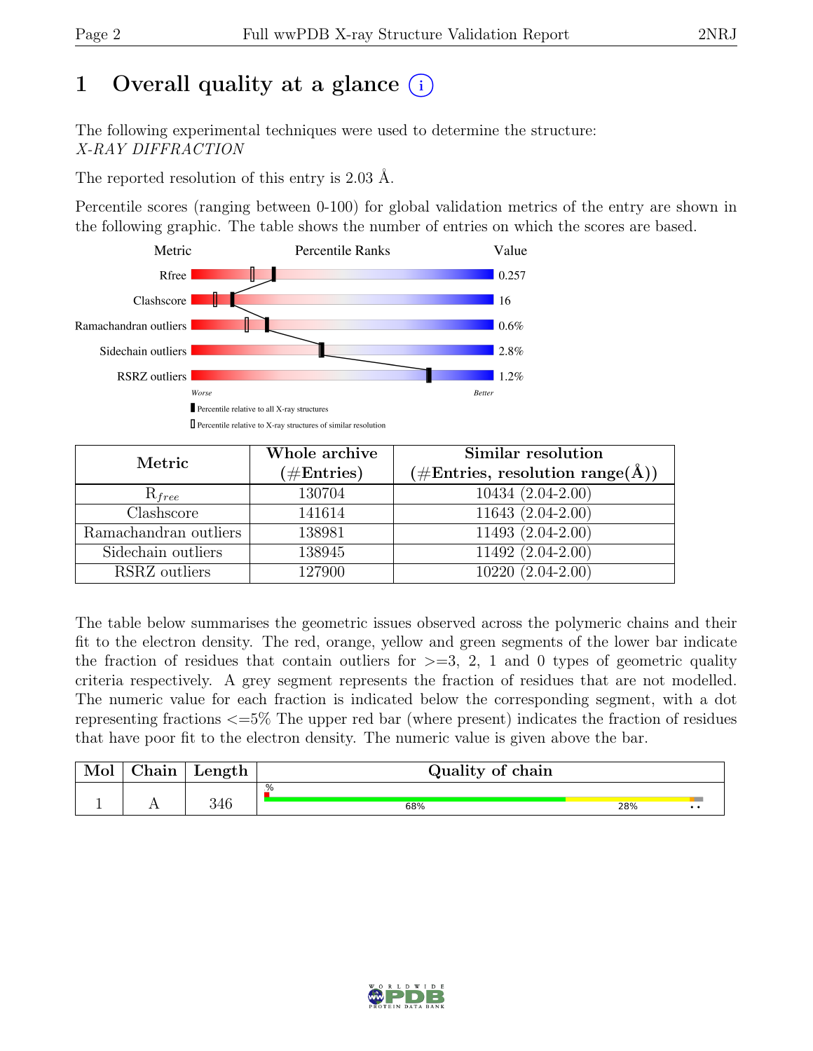# 1 Overall quality at a glance (i)

The following experimental techniques were used to determine the structure:
*X-RAY DIFFRACTION*

The reported resolution of this entry is 2.03 Å.

Percentile scores (ranging between 0-100) for global validation metrics of the entry are shown in the following graphic. The table shows the number of entries on which the scores are based.

| Metric | Value |
|---|---|
| Rfree | 0.257 |
| Clashscore | 16 |
| Ramachandran outliers | 0.6% |
| Sidechain outliers | 2.8% |
| RSRZ outliers | 1.2% |

Worse — Better

▮ Percentile relative to all X-ray structures

▯ Percentile relative to X-ray structures of similar resolution

| Metric | Whole archive (#Entries) | Similar resolution (#Entries, resolution range(Å)) |
|---|---|---|
| $R_{free}$ | 130704 | 10434 (2.04-2.00) |
| Clashscore | 141614 | 11643 (2.04-2.00) |
| Ramachandran outliers | 138981 | 11493 (2.04-2.00) |
| Sidechain outliers | 138945 | 11492 (2.04-2.00) |
| RSRZ outliers | 127900 | 10220 (2.04-2.00) |

The table below summarises the geometric issues observed across the polymeric chains and their fit to the electron density. The red, orange, yellow and green segments of the lower bar indicate the fraction of residues that contain outliers for >=3, 2, 1 and 0 types of geometric quality criteria respectively. A grey segment represents the fraction of residues that are not modelled. The numeric value for each fraction is indicated below the corresponding segment, with a dot representing fractions <=5% The upper red bar (where present) indicates the fraction of residues that have poor fit to the electron density. The numeric value is given above the bar.

| Mol | Chain | Length | Quality of chain |
|---|---|---|---|
| 1 | A | 346 | % 68% 28% • • |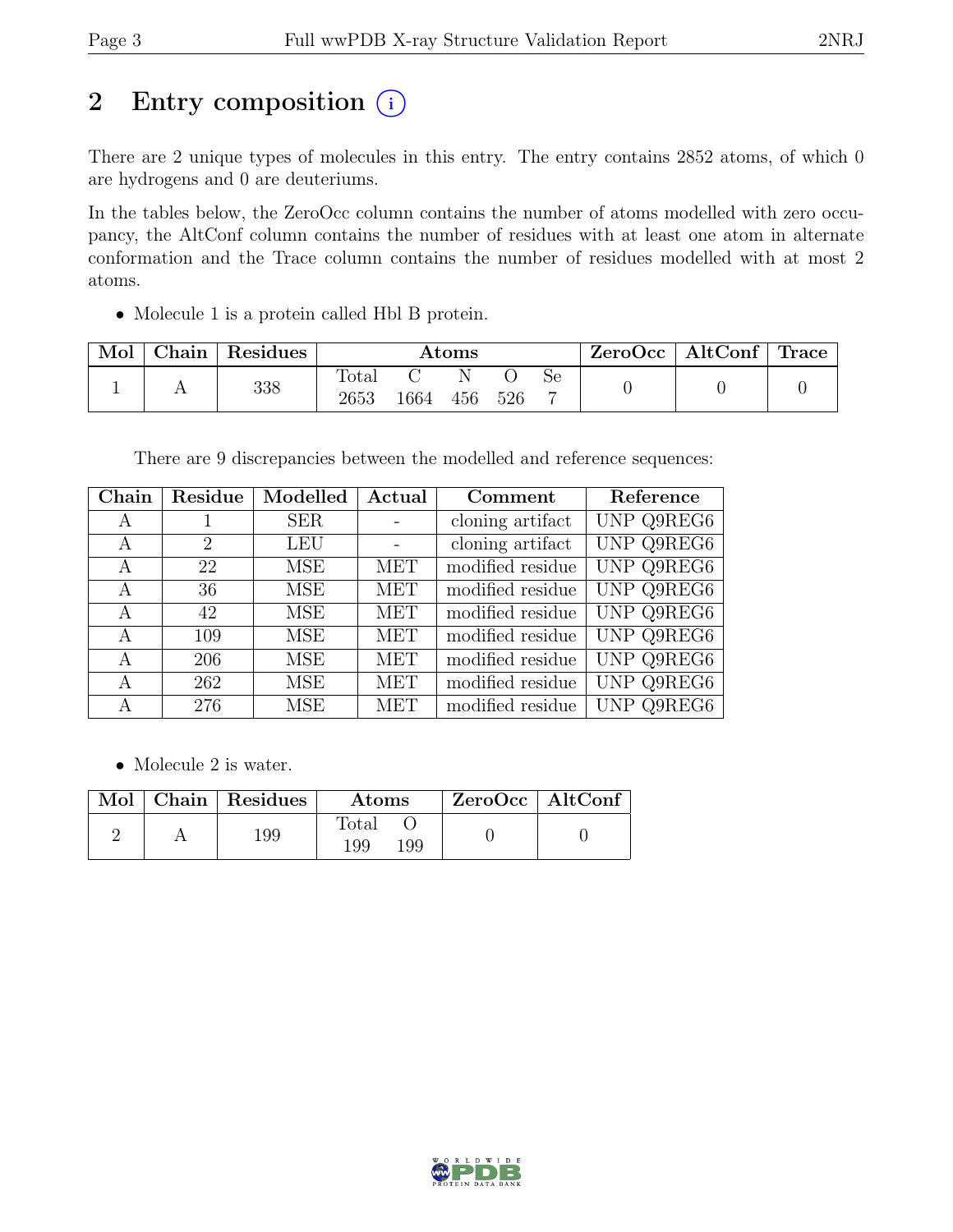# 2 Entry composition (i)

There are 2 unique types of molecules in this entry. The entry contains 2852 atoms, of which 0 are hydrogens and 0 are deuteriums.

In the tables below, the ZeroOcc column contains the number of atoms modelled with zero occupancy, the AltConf column contains the number of residues with at least one atom in alternate conformation and the Trace column contains the number of residues modelled with at most 2 atoms.

- Molecule 1 is a protein called Hbl B protein.

| Mol | Chain | Residues | Atoms | | | | | ZeroOcc | AltConf | Trace |
|---|---|---|---|---|---|---|---|---|---|---|
| | | | Total | C | N | O | Se | | | |
| 1 | A | 338 | 2653 | 1664 | 456 | 526 | 7 | 0 | 0 | 0 |

There are 9 discrepancies between the modelled and reference sequences:

| Chain | Residue | Modelled | Actual | Comment | Reference |
|---|---|---|---|---|---|
| A | 1 | SER | - | cloning artifact | UNP Q9REG6 |
| A | 2 | LEU | - | cloning artifact | UNP Q9REG6 |
| A | 22 | MSE | MET | modified residue | UNP Q9REG6 |
| A | 36 | MSE | MET | modified residue | UNP Q9REG6 |
| A | 42 | MSE | MET | modified residue | UNP Q9REG6 |
| A | 109 | MSE | MET | modified residue | UNP Q9REG6 |
| A | 206 | MSE | MET | modified residue | UNP Q9REG6 |
| A | 262 | MSE | MET | modified residue | UNP Q9REG6 |
| A | 276 | MSE | MET | modified residue | UNP Q9REG6 |

- Molecule 2 is water.

| Mol | Chain | Residues | Atoms | | ZeroOcc | AltConf |
|---|---|---|---|---|---|---|
| | | | Total | O | | |
| 2 | A | 199 | 199 | 199 | 0 | 0 |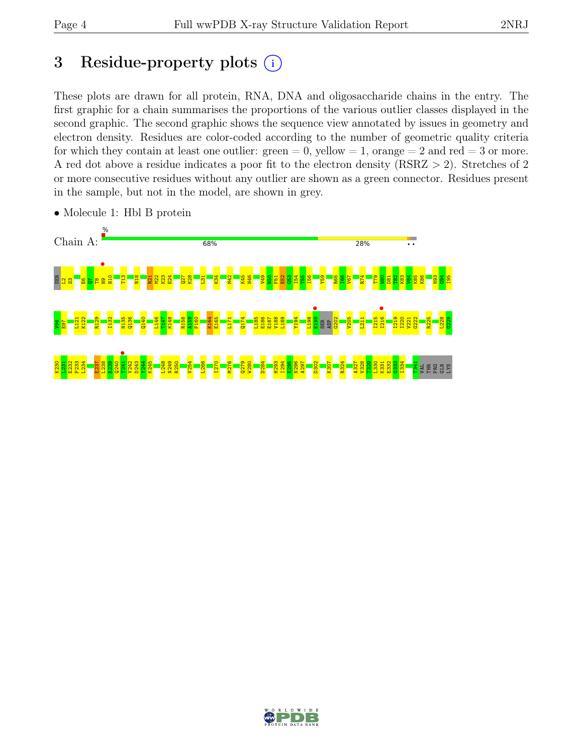# 3 Residue-property plots

These plots are drawn for all protein, RNA, DNA and oligosaccharide chains in the entry. The first graphic for a chain summarises the proportions of the various outlier classes displayed in the second graphic. The second graphic shows the sequence view annotated by issues in geometry and electron density. Residues are color-coded according to the number of geometric quality criteria for which they contain at least one outlier: green = 0, yellow = 1, orange = 2 and red = 3 or more. A red dot above a residue indicates a poor fit to the electron density (RSRZ > 2). Stretches of 2 or more consecutive residues without any outlier are shown as a green connector. Residues present in the sample, but not in the model, are shown in grey.

- Molecule 1: Hbl B protein

Chain A: % 68% 28% • •

SER L2 S3 E6 Q7 T8 N9 N10 T13 N18 R21 M22 K23 E24 Q27 K28 L31 K34 M42 K45 N46 V49 N50 F51 E52 G53 I54 I55 Y59 R65 I66 V67 R74 T79 W80 D81 I82 K83 V84 K85 K86 N93 G94 I95 V96 E97 L121 K122 R129 I132 N135 Q136 Q140 L146 T147 K148 R158 A159 F160 K164 E165 L171 Q174 L185 E186 E187 V188 L189 Y194 L198 E199 SER ASP G202 V205 L211 I215 I216 I219 I220 V221 G222 R225 L228 G229 K230 L231 E232 P233 L234 E237 L238 R239 Q240 T241 V242 D243 Y244 K245 L248 N249 R250 V254 L266 I270 M276 Q279 W280 D284 H293 I294 E295 N296 A297 D302 K307 R324 A327 V328 T329 L330 K331 E332 G333 I334 T341 VAL THR PRO GLN LYS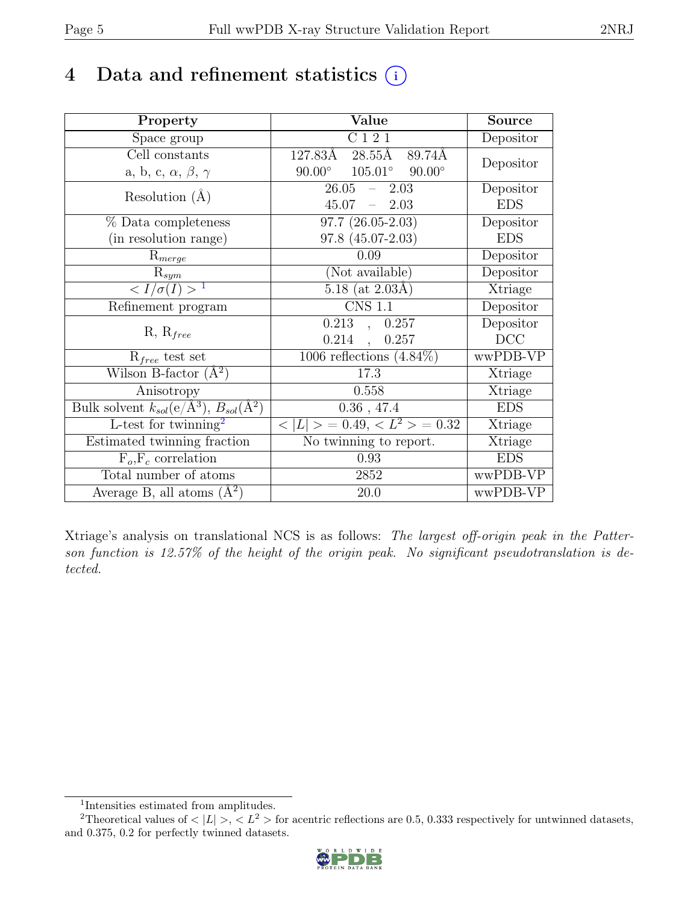# 4 Data and refinement statistics

| Property | Value | Source |
|---|---|---|
| Space group | C 1 2 1 | Depositor |
| Cell constants<br>a, b, c, $\alpha$, $\beta$, $\gamma$ | 127.83Å 28.55Å 89.74Å<br>90.00° 105.01° 90.00° | Depositor |
| Resolution (Å) | 26.05 – 2.03<br>45.07 – 2.03 | Depositor<br>EDS |
| % Data completeness<br>(in resolution range) | 97.7 (26.05-2.03)<br>97.8 (45.07-2.03) | Depositor<br>EDS |
| $R_{merge}$ | 0.09 | Depositor |
| $R_{sym}$ | (Not available) | Depositor |
| $< I/\sigma(I) >$ [1] | 5.18 (at 2.03Å) | Xtriage |
| Refinement program | CNS 1.1 | Depositor |
| R, $R_{free}$ | 0.213 , 0.257<br>0.214 , 0.257 | Depositor<br>DCC |
| $R_{free}$ test set | 1006 reflections (4.84%) | wwPDB-VP |
| Wilson B-factor (Å$^2$) | 17.3 | Xtriage |
| Anisotropy | 0.558 | Xtriage |
| Bulk solvent $k_{sol}$(e/Å$^3$), $B_{sol}$(Å$^2$) | 0.36 , 47.4 | EDS |
| L-test for twinning[2] | $< \|L\| > = 0.49$, $< L^2 > = 0.32$ | Xtriage |
| Estimated twinning fraction | No twinning to report. | Xtriage |
| $F_o$,$F_c$ correlation | 0.93 | EDS |
| Total number of atoms | 2852 | wwPDB-VP |
| Average B, all atoms (Å$^2$) | 20.0 | wwPDB-VP |

Xtriage's analysis on translational NCS is as follows: *The largest off-origin peak in the Patterson function is 12.57% of the height of the origin peak. No significant pseudotranslation is detected.*

[1] Intensities estimated from amplitudes.

[2] Theoretical values of $< |L| >$, $< L^2 >$ for acentric reflections are 0.5, 0.333 respectively for untwinned datasets, and 0.375, 0.2 for perfectly twinned datasets.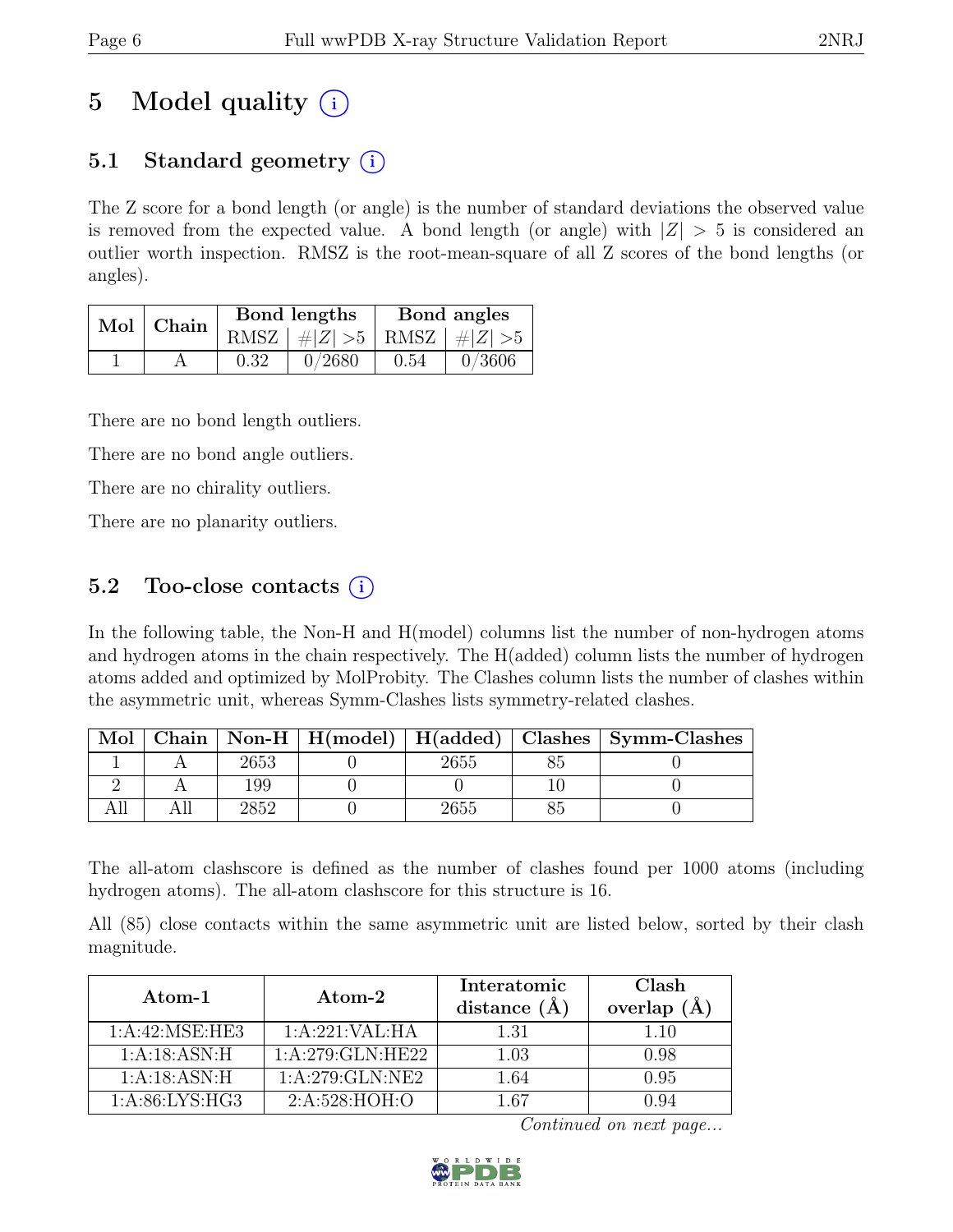# 5 Model quality

## 5.1 Standard geometry

The Z score for a bond length (or angle) is the number of standard deviations the observed value is removed from the expected value. A bond length (or angle) with $|Z| > 5$ is considered an outlier worth inspection. RMSZ is the root-mean-square of all Z scores of the bond lengths (or angles).

| Mol | Chain | Bond lengths | | Bond angles | |
|---|---|---|---|---|---|
| | | RMSZ | #\|Z\| >5 | RMSZ | #\|Z\| >5 |
| 1 | A | 0.32 | 0/2680 | 0.54 | 0/3606 |

There are no bond length outliers.

There are no bond angle outliers.

There are no chirality outliers.

There are no planarity outliers.

## 5.2 Too-close contacts

In the following table, the Non-H and H(model) columns list the number of non-hydrogen atoms and hydrogen atoms in the chain respectively. The H(added) column lists the number of hydrogen atoms added and optimized by MolProbity. The Clashes column lists the number of clashes within the asymmetric unit, whereas Symm-Clashes lists symmetry-related clashes.

| Mol | Chain | Non-H | H(model) | H(added) | Clashes | Symm-Clashes |
|---|---|---|---|---|---|---|
| 1 | A | 2653 | 0 | 2655 | 85 | 0 |
| 2 | A | 199 | 0 | 0 | 10 | 0 |
| All | All | 2852 | 0 | 2655 | 85 | 0 |

The all-atom clashscore is defined as the number of clashes found per 1000 atoms (including hydrogen atoms). The all-atom clashscore for this structure is 16.

All (85) close contacts within the same asymmetric unit are listed below, sorted by their clash magnitude.

| Atom-1 | Atom-2 | Interatomic distance (Å) | Clash overlap (Å) |
|---|---|---|---|
| 1:A:42:MSE:HE3 | 1:A:221:VAL:HA | 1.31 | 1.10 |
| 1:A:18:ASN:H | 1:A:279:GLN:HE22 | 1.03 | 0.98 |
| 1:A:18:ASN:H | 1:A:279:GLN:NE2 | 1.64 | 0.95 |
| 1:A:86:LYS:HG3 | 2:A:528:HOH:O | 1.67 | 0.94 |

*Continued on next page...*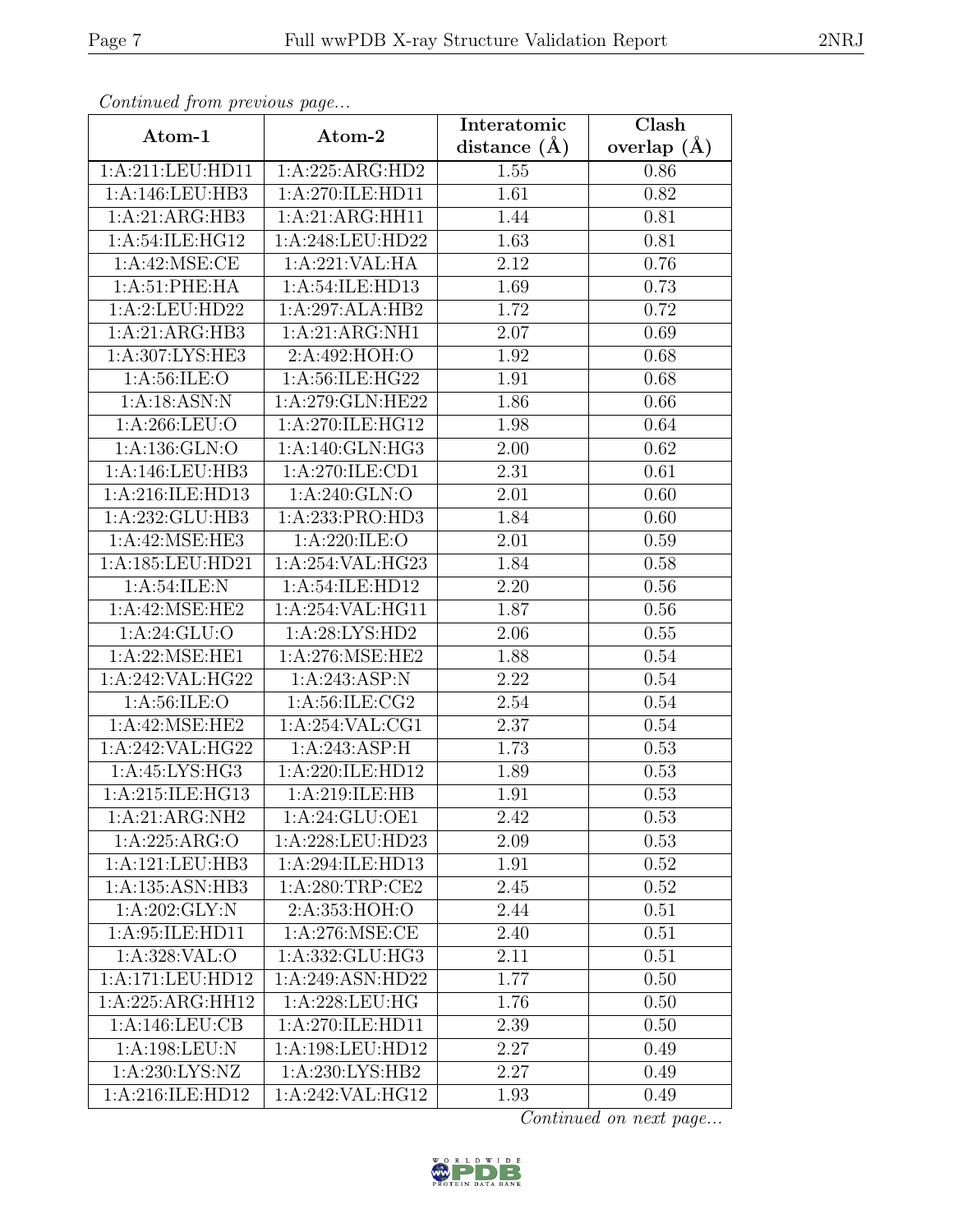*Continued from previous page...*

| Atom-1 | Atom-2 | Interatomic distance (Å) | Clash overlap (Å) |
|---|---|---|---|
| 1:A:211:LEU:HD11 | 1:A:225:ARG:HD2 | 1.55 | 0.86 |
| 1:A:146:LEU:HB3 | 1:A:270:ILE:HD11 | 1.61 | 0.82 |
| 1:A:21:ARG:HB3 | 1:A:21:ARG:HH11 | 1.44 | 0.81 |
| 1:A:54:ILE:HG12 | 1:A:248:LEU:HD22 | 1.63 | 0.81 |
| 1:A:42:MSE:CE | 1:A:221:VAL:HA | 2.12 | 0.76 |
| 1:A:51:PHE:HA | 1:A:54:ILE:HD13 | 1.69 | 0.73 |
| 1:A:2:LEU:HD22 | 1:A:297:ALA:HB2 | 1.72 | 0.72 |
| 1:A:21:ARG:HB3 | 1:A:21:ARG:NH1 | 2.07 | 0.69 |
| 1:A:307:LYS:HE3 | 2:A:492:HOH:O | 1.92 | 0.68 |
| 1:A:56:ILE:O | 1:A:56:ILE:HG22 | 1.91 | 0.68 |
| 1:A:18:ASN:N | 1:A:279:GLN:HE22 | 1.86 | 0.66 |
| 1:A:266:LEU:O | 1:A:270:ILE:HG12 | 1.98 | 0.64 |
| 1:A:136:GLN:O | 1:A:140:GLN:HG3 | 2.00 | 0.62 |
| 1:A:146:LEU:HB3 | 1:A:270:ILE:CD1 | 2.31 | 0.61 |
| 1:A:216:ILE:HD13 | 1:A:240:GLN:O | 2.01 | 0.60 |
| 1:A:232:GLU:HB3 | 1:A:233:PRO:HD3 | 1.84 | 0.60 |
| 1:A:42:MSE:HE3 | 1:A:220:ILE:O | 2.01 | 0.59 |
| 1:A:185:LEU:HD21 | 1:A:254:VAL:HG23 | 1.84 | 0.58 |
| 1:A:54:ILE:N | 1:A:54:ILE:HD12 | 2.20 | 0.56 |
| 1:A:42:MSE:HE2 | 1:A:254:VAL:HG11 | 1.87 | 0.56 |
| 1:A:24:GLU:O | 1:A:28:LYS:HD2 | 2.06 | 0.55 |
| 1:A:22:MSE:HE1 | 1:A:276:MSE:HE2 | 1.88 | 0.54 |
| 1:A:242:VAL:HG22 | 1:A:243:ASP:N | 2.22 | 0.54 |
| 1:A:56:ILE:O | 1:A:56:ILE:CG2 | 2.54 | 0.54 |
| 1:A:42:MSE:HE2 | 1:A:254:VAL:CG1 | 2.37 | 0.54 |
| 1:A:242:VAL:HG22 | 1:A:243:ASP:H | 1.73 | 0.53 |
| 1:A:45:LYS:HG3 | 1:A:220:ILE:HD12 | 1.89 | 0.53 |
| 1:A:215:ILE:HG13 | 1:A:219:ILE:HB | 1.91 | 0.53 |
| 1:A:21:ARG:NH2 | 1:A:24:GLU:OE1 | 2.42 | 0.53 |
| 1:A:225:ARG:O | 1:A:228:LEU:HD23 | 2.09 | 0.53 |
| 1:A:121:LEU:HB3 | 1:A:294:ILE:HD13 | 1.91 | 0.52 |
| 1:A:135:ASN:HB3 | 1:A:280:TRP:CE2 | 2.45 | 0.52 |
| 1:A:202:GLY:N | 2:A:353:HOH:O | 2.44 | 0.51 |
| 1:A:95:ILE:HD11 | 1:A:276:MSE:CE | 2.40 | 0.51 |
| 1:A:328:VAL:O | 1:A:332:GLU:HG3 | 2.11 | 0.51 |
| 1:A:171:LEU:HD12 | 1:A:249:ASN:HD22 | 1.77 | 0.50 |
| 1:A:225:ARG:HH12 | 1:A:228:LEU:HG | 1.76 | 0.50 |
| 1:A:146:LEU:CB | 1:A:270:ILE:HD11 | 2.39 | 0.50 |
| 1:A:198:LEU:N | 1:A:198:LEU:HD12 | 2.27 | 0.49 |
| 1:A:230:LYS:NZ | 1:A:230:LYS:HB2 | 2.27 | 0.49 |
| 1:A:216:ILE:HD12 | 1:A:242:VAL:HG12 | 1.93 | 0.49 |

*Continued on next page...*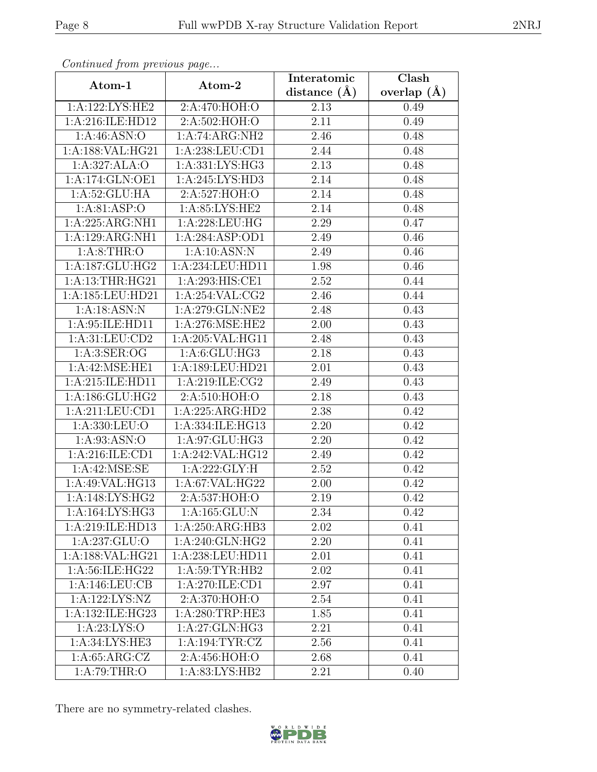*Continued from previous page...*

| Atom-1 | Atom-2 | Interatomic distance (Å) | Clash overlap (Å) |
|---|---|---|---|
| 1:A:122:LYS:HE2 | 2:A:470:HOH:O | 2.13 | 0.49 |
| 1:A:216:ILE:HD12 | 2:A:502:HOH:O | 2.11 | 0.49 |
| 1:A:46:ASN:O | 1:A:74:ARG:NH2 | 2.46 | 0.48 |
| 1:A:188:VAL:HG21 | 1:A:238:LEU:CD1 | 2.44 | 0.48 |
| 1:A:327:ALA:O | 1:A:331:LYS:HG3 | 2.13 | 0.48 |
| 1:A:174:GLN:OE1 | 1:A:245:LYS:HD3 | 2.14 | 0.48 |
| 1:A:52:GLU:HA | 2:A:527:HOH:O | 2.14 | 0.48 |
| 1:A:81:ASP:O | 1:A:85:LYS:HE2 | 2.14 | 0.48 |
| 1:A:225:ARG:NH1 | 1:A:228:LEU:HG | 2.29 | 0.47 |
| 1:A:129:ARG:NH1 | 1:A:284:ASP:OD1 | 2.49 | 0.46 |
| 1:A:8:THR:O | 1:A:10:ASN:N | 2.49 | 0.46 |
| 1:A:187:GLU:HG2 | 1:A:234:LEU:HD11 | 1.98 | 0.46 |
| 1:A:13:THR:HG21 | 1:A:293:HIS:CE1 | 2.52 | 0.44 |
| 1:A:185:LEU:HD21 | 1:A:254:VAL:CG2 | 2.46 | 0.44 |
| 1:A:18:ASN:N | 1:A:279:GLN:NE2 | 2.48 | 0.43 |
| 1:A:95:ILE:HD11 | 1:A:276:MSE:HE2 | 2.00 | 0.43 |
| 1:A:31:LEU:CD2 | 1:A:205:VAL:HG11 | 2.48 | 0.43 |
| 1:A:3:SER:OG | 1:A:6:GLU:HG3 | 2.18 | 0.43 |
| 1:A:42:MSE:HE1 | 1:A:189:LEU:HD21 | 2.01 | 0.43 |
| 1:A:215:ILE:HD11 | 1:A:219:ILE:CG2 | 2.49 | 0.43 |
| 1:A:186:GLU:HG2 | 2:A:510:HOH:O | 2.18 | 0.43 |
| 1:A:211:LEU:CD1 | 1:A:225:ARG:HD2 | 2.38 | 0.42 |
| 1:A:330:LEU:O | 1:A:334:ILE:HG13 | 2.20 | 0.42 |
| 1:A:93:ASN:O | 1:A:97:GLU:HG3 | 2.20 | 0.42 |
| 1:A:216:ILE:CD1 | 1:A:242:VAL:HG12 | 2.49 | 0.42 |
| 1:A:42:MSE:SE | 1:A:222:GLY:H | 2.52 | 0.42 |
| 1:A:49:VAL:HG13 | 1:A:67:VAL:HG22 | 2.00 | 0.42 |
| 1:A:148:LYS:HG2 | 2:A:537:HOH:O | 2.19 | 0.42 |
| 1:A:164:LYS:HG3 | 1:A:165:GLU:N | 2.34 | 0.42 |
| 1:A:219:ILE:HD13 | 1:A:250:ARG:HB3 | 2.02 | 0.41 |
| 1:A:237:GLU:O | 1:A:240:GLN:HG2 | 2.20 | 0.41 |
| 1:A:188:VAL:HG21 | 1:A:238:LEU:HD11 | 2.01 | 0.41 |
| 1:A:56:ILE:HG22 | 1:A:59:TYR:HB2 | 2.02 | 0.41 |
| 1:A:146:LEU:CB | 1:A:270:ILE:CD1 | 2.97 | 0.41 |
| 1:A:122:LYS:NZ | 2:A:370:HOH:O | 2.54 | 0.41 |
| 1:A:132:ILE:HG23 | 1:A:280:TRP:HE3 | 1.85 | 0.41 |
| 1:A:23:LYS:O | 1:A:27:GLN:HG3 | 2.21 | 0.41 |
| 1:A:34:LYS:HE3 | 1:A:194:TYR:CZ | 2.56 | 0.41 |
| 1:A:65:ARG:CZ | 2:A:456:HOH:O | 2.68 | 0.41 |
| 1:A:79:THR:O | 1:A:83:LYS:HB2 | 2.21 | 0.40 |

There are no symmetry-related clashes.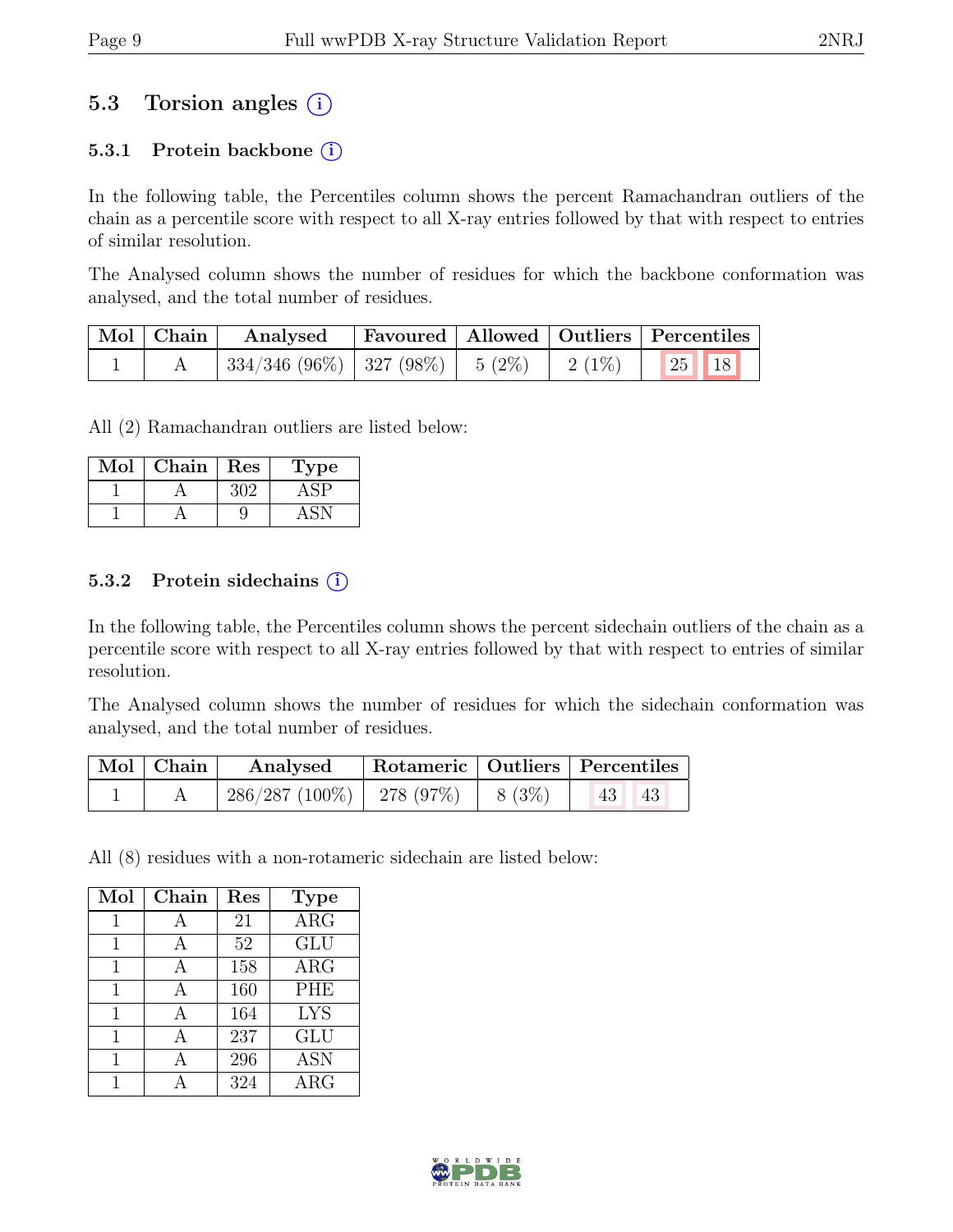## 5.3 Torsion angles (i)

### 5.3.1 Protein backbone (i)

In the following table, the Percentiles column shows the percent Ramachandran outliers of the chain as a percentile score with respect to all X-ray entries followed by that with respect to entries of similar resolution.

The Analysed column shows the number of residues for which the backbone conformation was analysed, and the total number of residues.

| Mol | Chain | Analysed | Favoured | Allowed | Outliers | Percentiles | |
|---|---|---|---|---|---|---|---|
| 1 | A | 334/346 (96%) | 327 (98%) | 5 (2%) | 2 (1%) | 25 | 18 |

All (2) Ramachandran outliers are listed below:

| Mol | Chain | Res | Type |
|---|---|---|---|
| 1 | A | 302 | ASP |
| 1 | A | 9 | ASN |

### 5.3.2 Protein sidechains (i)

In the following table, the Percentiles column shows the percent sidechain outliers of the chain as a percentile score with respect to all X-ray entries followed by that with respect to entries of similar resolution.

The Analysed column shows the number of residues for which the sidechain conformation was analysed, and the total number of residues.

| Mol | Chain | Analysed | Rotameric | Outliers | Percentiles | |
|---|---|---|---|---|---|---|
| 1 | A | 286/287 (100%) | 278 (97%) | 8 (3%) | 43 | 43 |

All (8) residues with a non-rotameric sidechain are listed below:

| Mol | Chain | Res | Type |
|---|---|---|---|
| 1 | A | 21 | ARG |
| 1 | A | 52 | GLU |
| 1 | A | 158 | ARG |
| 1 | A | 160 | PHE |
| 1 | A | 164 | LYS |
| 1 | A | 237 | GLU |
| 1 | A | 296 | ASN |
| 1 | A | 324 | ARG |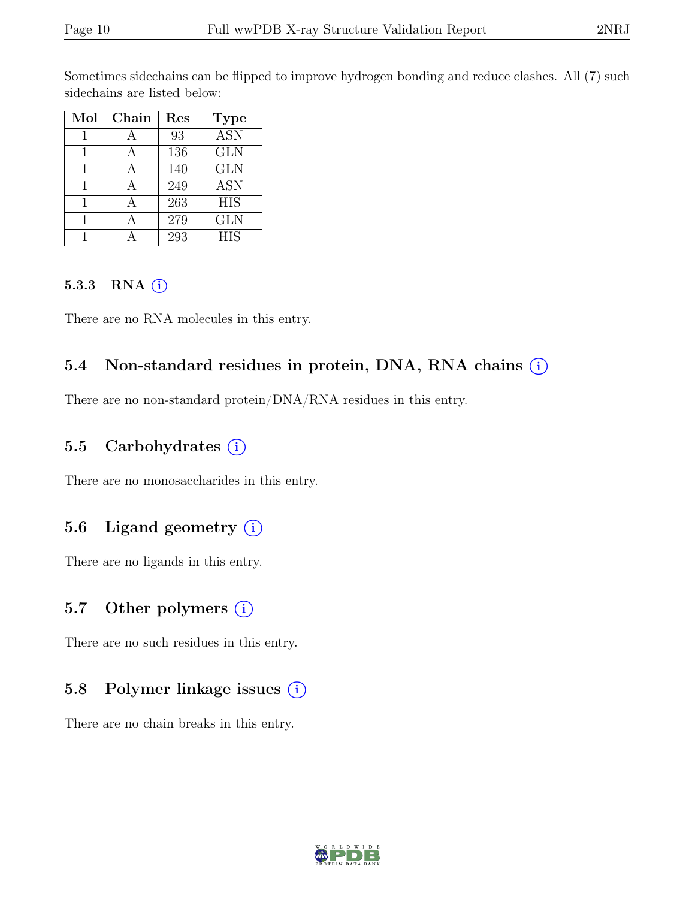Sometimes sidechains can be flipped to improve hydrogen bonding and reduce clashes. All (7) such sidechains are listed below:

| Mol | Chain | Res | Type |
|---|---|---|---|
| 1 | A | 93 | ASN |
| 1 | A | 136 | GLN |
| 1 | A | 140 | GLN |
| 1 | A | 249 | ASN |
| 1 | A | 263 | HIS |
| 1 | A | 279 | GLN |
| 1 | A | 293 | HIS |

### 5.3.3 RNA (i)

There are no RNA molecules in this entry.

## 5.4 Non-standard residues in protein, DNA, RNA chains (i)

There are no non-standard protein/DNA/RNA residues in this entry.

## 5.5 Carbohydrates (i)

There are no monosaccharides in this entry.

## 5.6 Ligand geometry (i)

There are no ligands in this entry.

## 5.7 Other polymers (i)

There are no such residues in this entry.

## 5.8 Polymer linkage issues (i)

There are no chain breaks in this entry.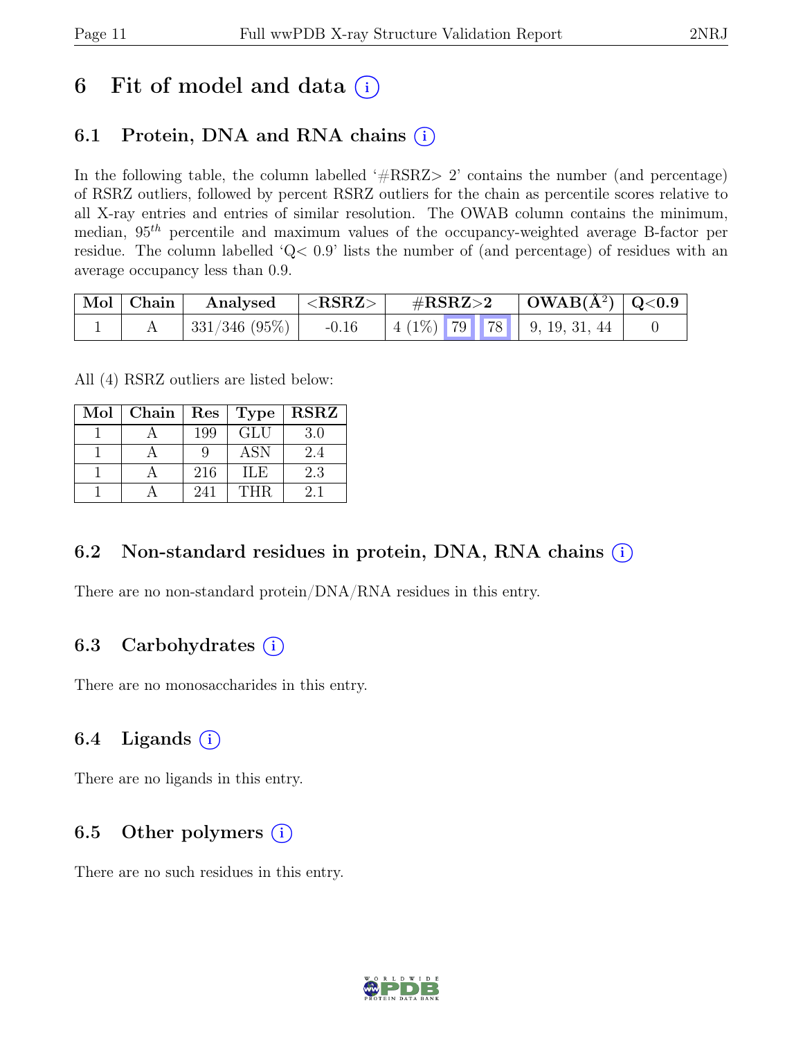# 6 Fit of model and data (i)

## 6.1 Protein, DNA and RNA chains (i)

In the following table, the column labelled '#RSRZ> 2' contains the number (and percentage) of RSRZ outliers, followed by percent RSRZ outliers for the chain as percentile scores relative to all X-ray entries and entries of similar resolution. The OWAB column contains the minimum, median, $95^{th}$ percentile and maximum values of the occupancy-weighted average B-factor per residue. The column labelled 'Q< 0.9' lists the number of (and percentage) of residues with an average occupancy less than 0.9.

| Mol | Chain | Analysed | <RSRZ> | #RSRZ>2 | | | OWAB(Å$^2$) | Q<0.9 |
|---|---|---|---|---|---|---|---|---|
| 1 | A | 331/346 (95%) | -0.16 | 4 (1%) | 79 | 78 | 9, 19, 31, 44 | 0 |

All (4) RSRZ outliers are listed below:

| Mol | Chain | Res | Type | RSRZ |
|---|---|---|---|---|
| 1 | A | 199 | GLU | 3.0 |
| 1 | A | 9 | ASN | 2.4 |
| 1 | A | 216 | ILE | 2.3 |
| 1 | A | 241 | THR | 2.1 |

## 6.2 Non-standard residues in protein, DNA, RNA chains (i)

There are no non-standard protein/DNA/RNA residues in this entry.

## 6.3 Carbohydrates (i)

There are no monosaccharides in this entry.

## 6.4 Ligands (i)

There are no ligands in this entry.

## 6.5 Other polymers (i)

There are no such residues in this entry.